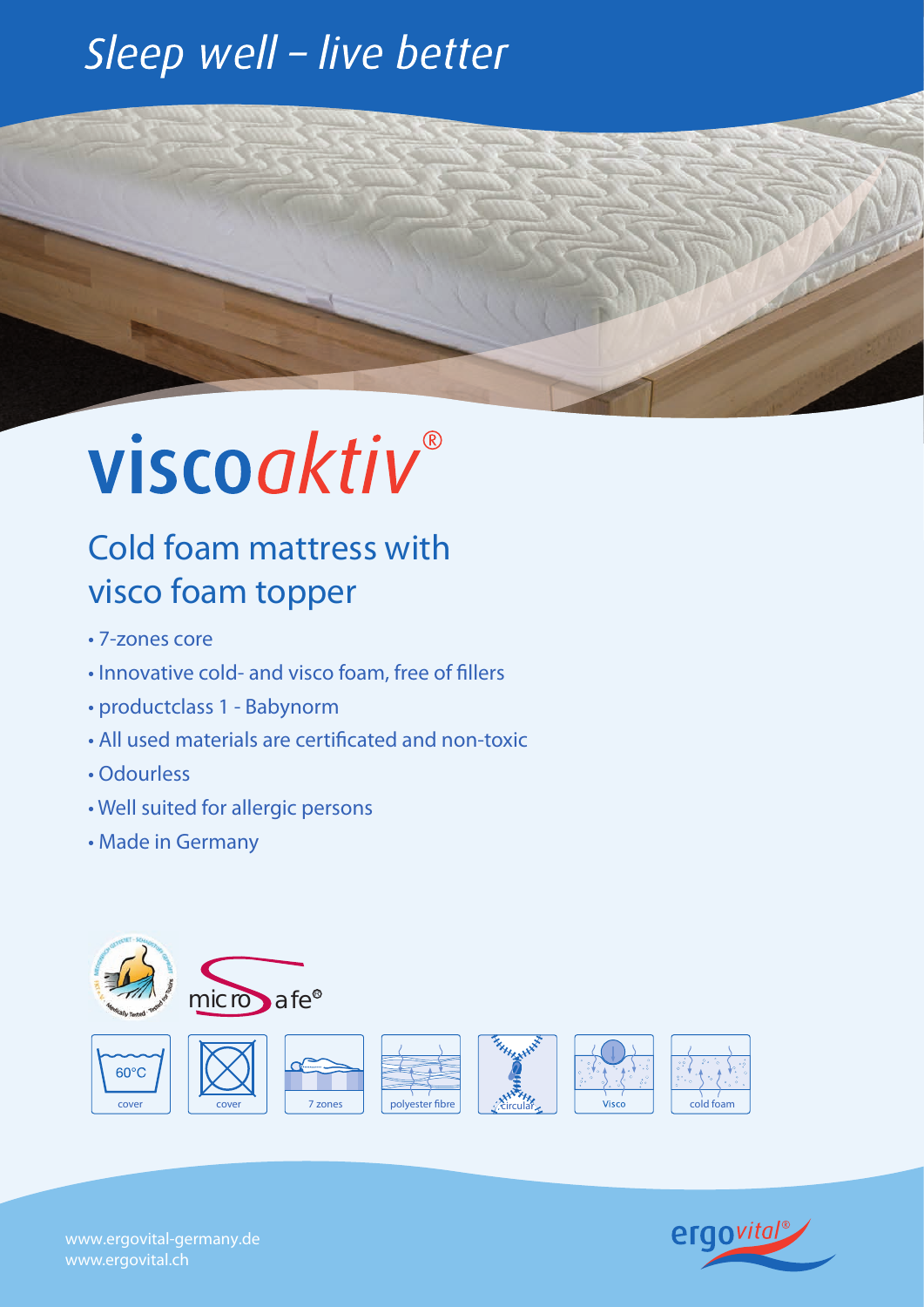# Sleep well – live better

# viscoaktiv®

## Cold foam mattress with visco foam topper

- 7-zones core
- Innovative cold- and visco foam, free of fillers
- productclass 1 - Babynorm
- All used materials are certificated and non-toxic
- Odourless
- Well suited for allergic persons
- Made in Germany

micro safe®

60°C cover | cover | 7 zones | polyester fibre | circular | Visco | cold foam

www.ergovital-germany.de
www.ergovital.ch

ergovital®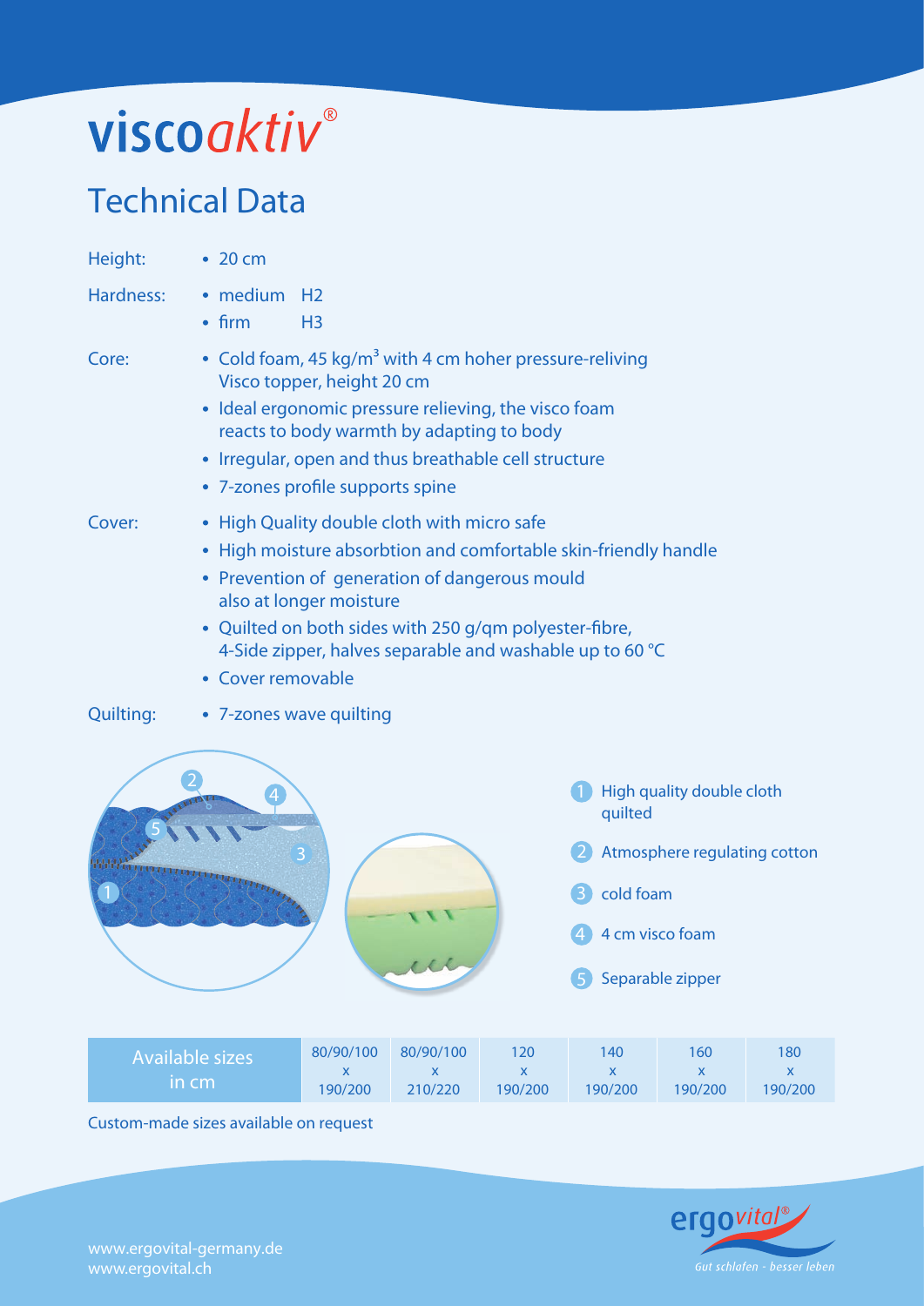# viscoaktiv®

## Technical Data

Height:
- 20 cm

Hardness:
- medium H2
- firm H3

Core:
- Cold foam, 45 kg/m$^3$ with 4 cm hoher pressure-reliving Visco topper, height 20 cm
- Ideal ergonomic pressure relieving, the visco foam reacts to body warmth by adapting to body
- Irregular, open and thus breathable cell structure
- 7-zones profile supports spine

Cover:
- High Quality double cloth with micro safe
- High moisture absorbtion and comfortable skin-friendly handle
- Prevention of generation of dangerous mould also at longer moisture
- Quilted on both sides with 250 g/qm polyester-fibre, 4-Side zipper, halves separable and washable up to 60 °C
- Cover removable

Quilting:
- 7-zones wave quilting

1. High quality double cloth quilted
2. Atmosphere regulating cotton
3. cold foam
4. 4 cm visco foam
5. Separable zipper

| | | | | | | |
|---|---|---|---|---|---|---|
| Available sizes in cm | 80/90/100 x 190/200 | 80/90/100 x 210/220 | 120 x 190/200 | 140 x 190/200 | 160 x 190/200 | 180 x 190/200 |

Custom-made sizes available on request

www.ergovital-germany.de
www.ergovital.ch

ergovital® Gut schlafen · besser leben